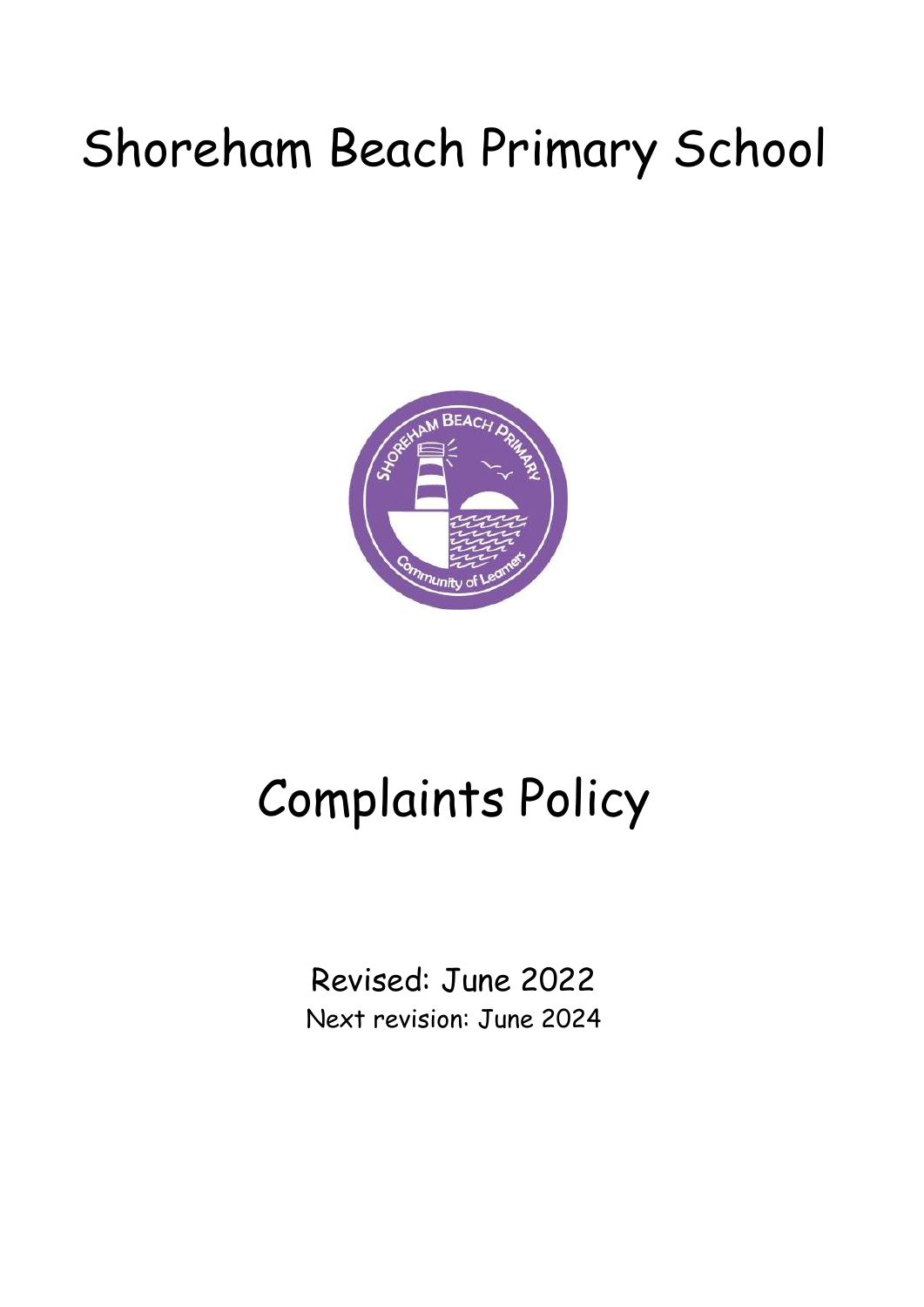# Shoreham Beach Primary School

# Complaints Policy

Revised: June 2022

Next revision: June 2024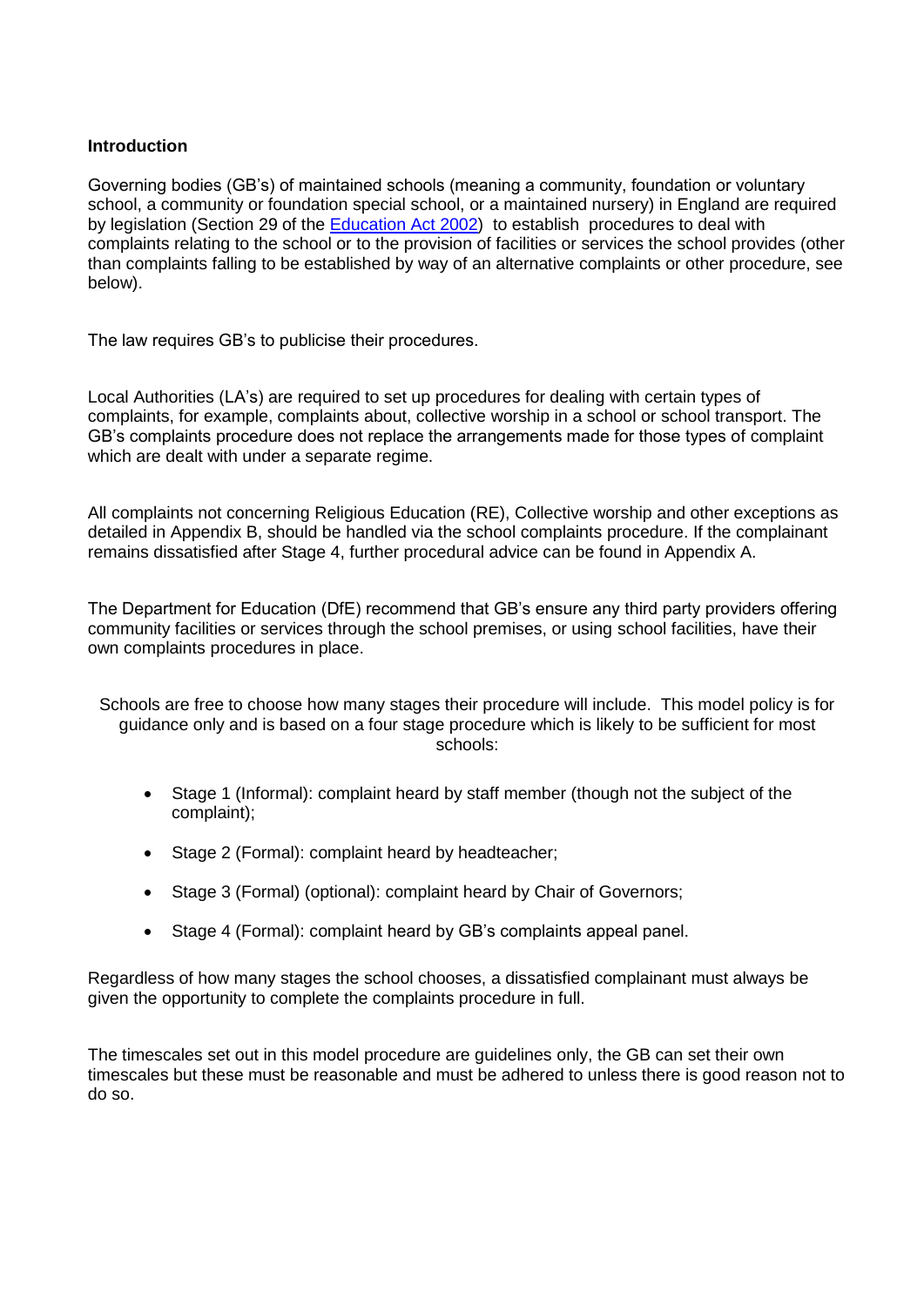**Introduction**

Governing bodies (GB's) of maintained schools (meaning a community, foundation or voluntary school, a community or foundation special school, or a maintained nursery) in England are required by legislation (Section 29 of the [Education Act 2002](#)) to establish procedures to deal with complaints relating to the school or to the provision of facilities or services the school provides (other than complaints falling to be established by way of an alternative complaints or other procedure, see below).

The law requires GB's to publicise their procedures.

Local Authorities (LA's) are required to set up procedures for dealing with certain types of complaints, for example, complaints about, collective worship in a school or school transport. The GB's complaints procedure does not replace the arrangements made for those types of complaint which are dealt with under a separate regime.

All complaints not concerning Religious Education (RE), Collective worship and other exceptions as detailed in Appendix B, should be handled via the school complaints procedure. If the complainant remains dissatisfied after Stage 4, further procedural advice can be found in Appendix A.

The Department for Education (DfE) recommend that GB's ensure any third party providers offering community facilities or services through the school premises, or using school facilities, have their own complaints procedures in place.

Schools are free to choose how many stages their procedure will include. This model policy is for guidance only and is based on a four stage procedure which is likely to be sufficient for most schools:

- Stage 1 (Informal): complaint heard by staff member (though not the subject of the complaint);
- Stage 2 (Formal): complaint heard by headteacher;
- Stage 3 (Formal) (optional): complaint heard by Chair of Governors;
- Stage 4 (Formal): complaint heard by GB's complaints appeal panel.

Regardless of how many stages the school chooses, a dissatisfied complainant must always be given the opportunity to complete the complaints procedure in full.

The timescales set out in this model procedure are guidelines only, the GB can set their own timescales but these must be reasonable and must be adhered to unless there is good reason not to do so.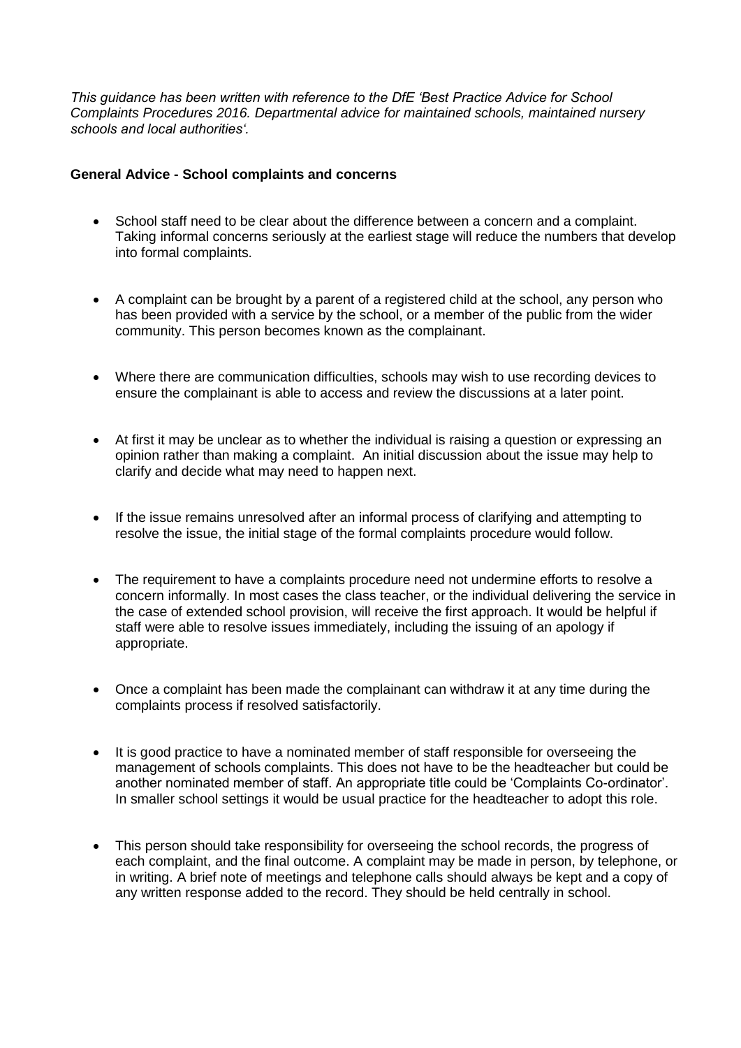*This guidance has been written with reference to the DfE 'Best Practice Advice for School Complaints Procedures 2016. Departmental advice for maintained schools, maintained nursery schools and local authorities'.*

**General Advice - School complaints and concerns**

- School staff need to be clear about the difference between a concern and a complaint. Taking informal concerns seriously at the earliest stage will reduce the numbers that develop into formal complaints.

- A complaint can be brought by a parent of a registered child at the school, any person who has been provided with a service by the school, or a member of the public from the wider community. This person becomes known as the complainant.

- Where there are communication difficulties, schools may wish to use recording devices to ensure the complainant is able to access and review the discussions at a later point.

- At first it may be unclear as to whether the individual is raising a question or expressing an opinion rather than making a complaint. An initial discussion about the issue may help to clarify and decide what may need to happen next.

- If the issue remains unresolved after an informal process of clarifying and attempting to resolve the issue, the initial stage of the formal complaints procedure would follow.

- The requirement to have a complaints procedure need not undermine efforts to resolve a concern informally. In most cases the class teacher, or the individual delivering the service in the case of extended school provision, will receive the first approach. It would be helpful if staff were able to resolve issues immediately, including the issuing of an apology if appropriate.

- Once a complaint has been made the complainant can withdraw it at any time during the complaints process if resolved satisfactorily.

- It is good practice to have a nominated member of staff responsible for overseeing the management of schools complaints. This does not have to be the headteacher but could be another nominated member of staff. An appropriate title could be 'Complaints Co-ordinator'. In smaller school settings it would be usual practice for the headteacher to adopt this role.

- This person should take responsibility for overseeing the school records, the progress of each complaint, and the final outcome. A complaint may be made in person, by telephone, or in writing. A brief note of meetings and telephone calls should always be kept and a copy of any written response added to the record. They should be held centrally in school.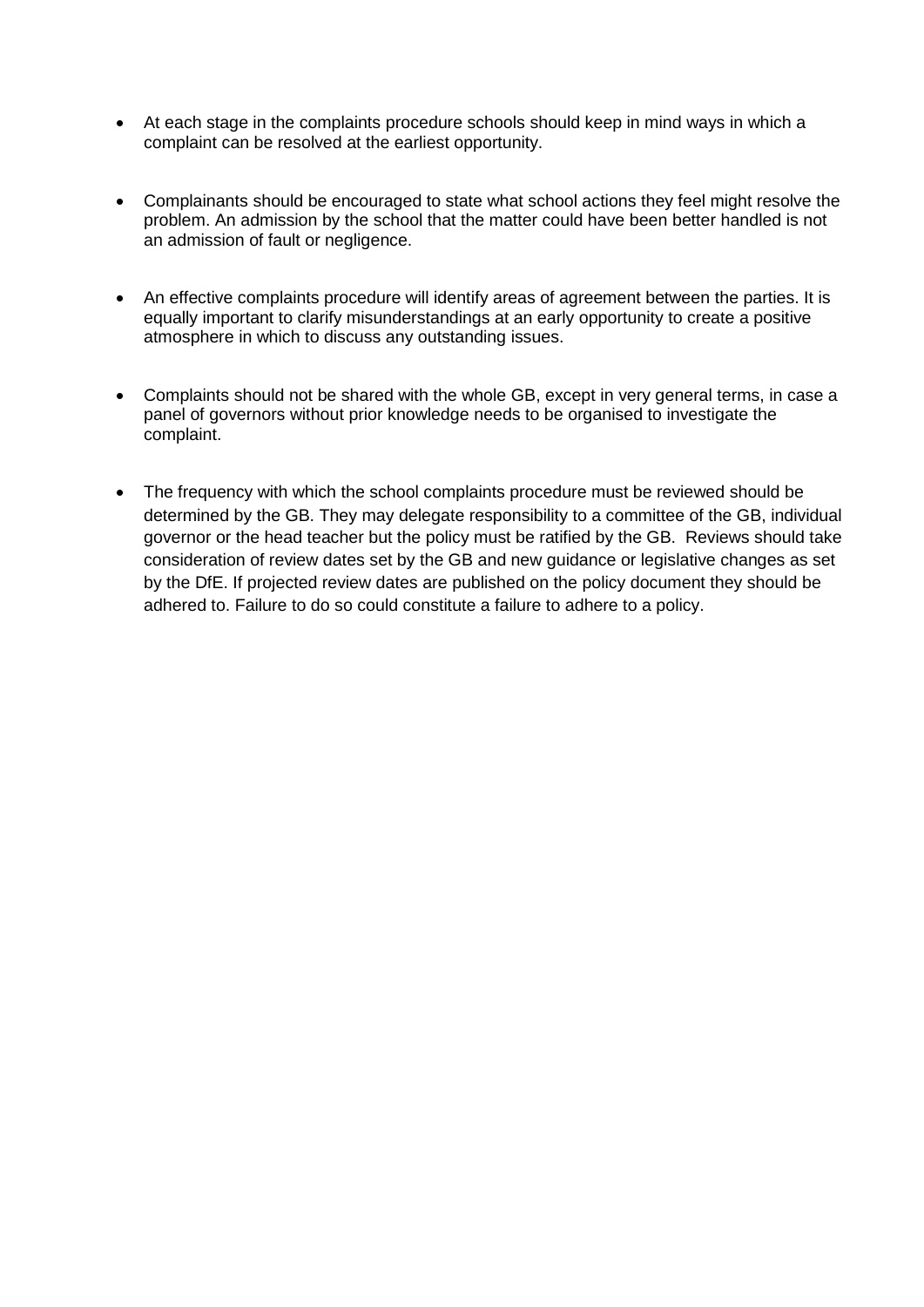- At each stage in the complaints procedure schools should keep in mind ways in which a complaint can be resolved at the earliest opportunity.

- Complainants should be encouraged to state what school actions they feel might resolve the problem. An admission by the school that the matter could have been better handled is not an admission of fault or negligence.

- An effective complaints procedure will identify areas of agreement between the parties. It is equally important to clarify misunderstandings at an early opportunity to create a positive atmosphere in which to discuss any outstanding issues.

- Complaints should not be shared with the whole GB, except in very general terms, in case a panel of governors without prior knowledge needs to be organised to investigate the complaint.

- The frequency with which the school complaints procedure must be reviewed should be determined by the GB. They may delegate responsibility to a committee of the GB, individual governor or the head teacher but the policy must be ratified by the GB. Reviews should take consideration of review dates set by the GB and new guidance or legislative changes as set by the DfE. If projected review dates are published on the policy document they should be adhered to. Failure to do so could constitute a failure to adhere to a policy.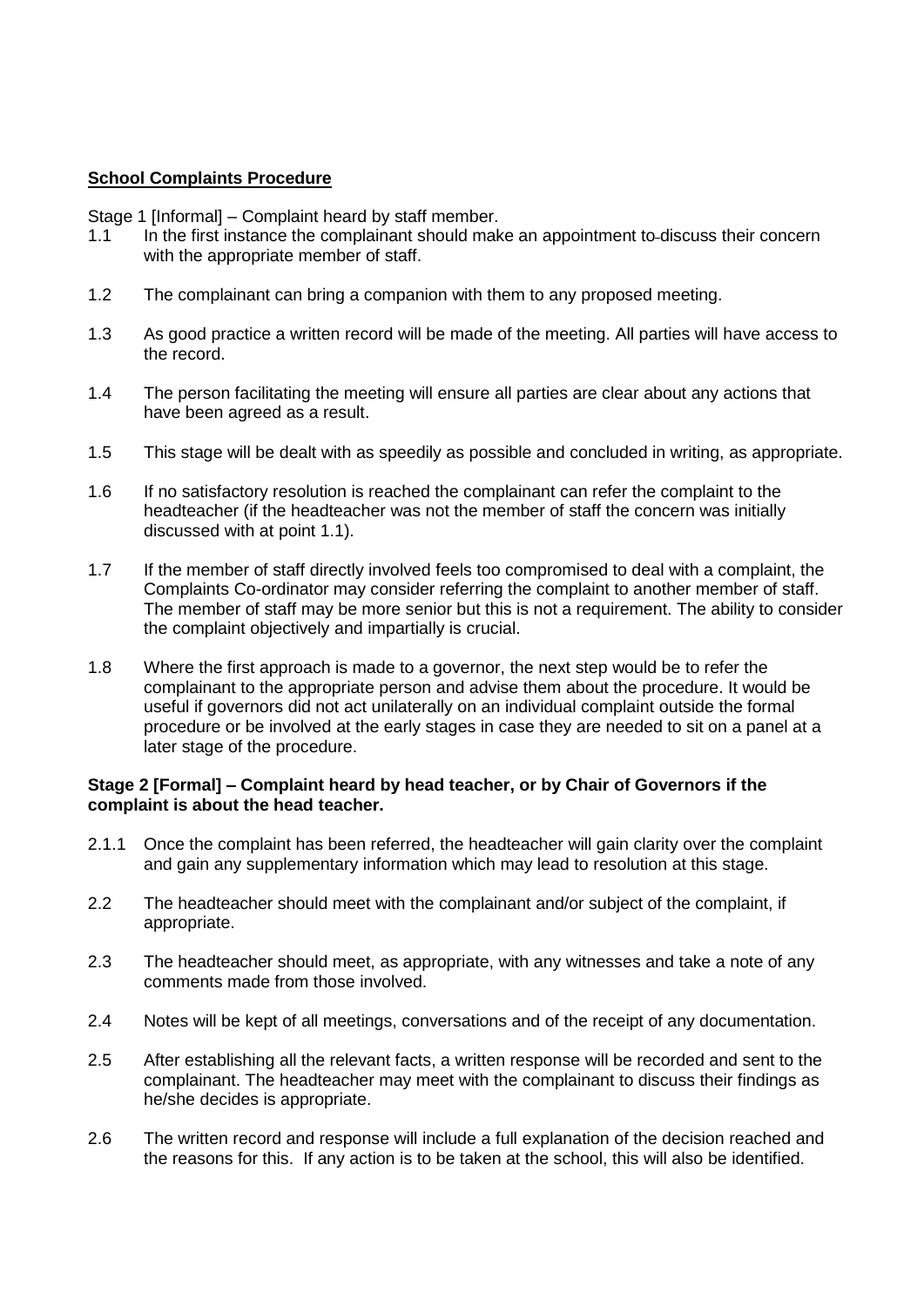**School Complaints Procedure**

Stage 1 [Informal] – Complaint heard by staff member.

1.1 In the first instance the complainant should make an appointment to discuss their concern with the appropriate member of staff.

1.2 The complainant can bring a companion with them to any proposed meeting.

1.3 As good practice a written record will be made of the meeting. All parties will have access to the record.

1.4 The person facilitating the meeting will ensure all parties are clear about any actions that have been agreed as a result.

1.5 This stage will be dealt with as speedily as possible and concluded in writing, as appropriate.

1.6 If no satisfactory resolution is reached the complainant can refer the complaint to the headteacher (if the headteacher was not the member of staff the concern was initially discussed with at point 1.1).

1.7 If the member of staff directly involved feels too compromised to deal with a complaint, the Complaints Co-ordinator may consider referring the complaint to another member of staff. The member of staff may be more senior but this is not a requirement. The ability to consider the complaint objectively and impartially is crucial.

1.8 Where the first approach is made to a governor, the next step would be to refer the complainant to the appropriate person and advise them about the procedure. It would be useful if governors did not act unilaterally on an individual complaint outside the formal procedure or be involved at the early stages in case they are needed to sit on a panel at a later stage of the procedure.

**Stage 2 [Formal] – Complaint heard by head teacher, or by Chair of Governors if the complaint is about the head teacher.**

2.1.1 Once the complaint has been referred, the headteacher will gain clarity over the complaint and gain any supplementary information which may lead to resolution at this stage.

2.2 The headteacher should meet with the complainant and/or subject of the complaint, if appropriate.

2.3 The headteacher should meet, as appropriate, with any witnesses and take a note of any comments made from those involved.

2.4 Notes will be kept of all meetings, conversations and of the receipt of any documentation.

2.5 After establishing all the relevant facts, a written response will be recorded and sent to the complainant. The headteacher may meet with the complainant to discuss their findings as he/she decides is appropriate.

2.6 The written record and response will include a full explanation of the decision reached and the reasons for this. If any action is to be taken at the school, this will also be identified.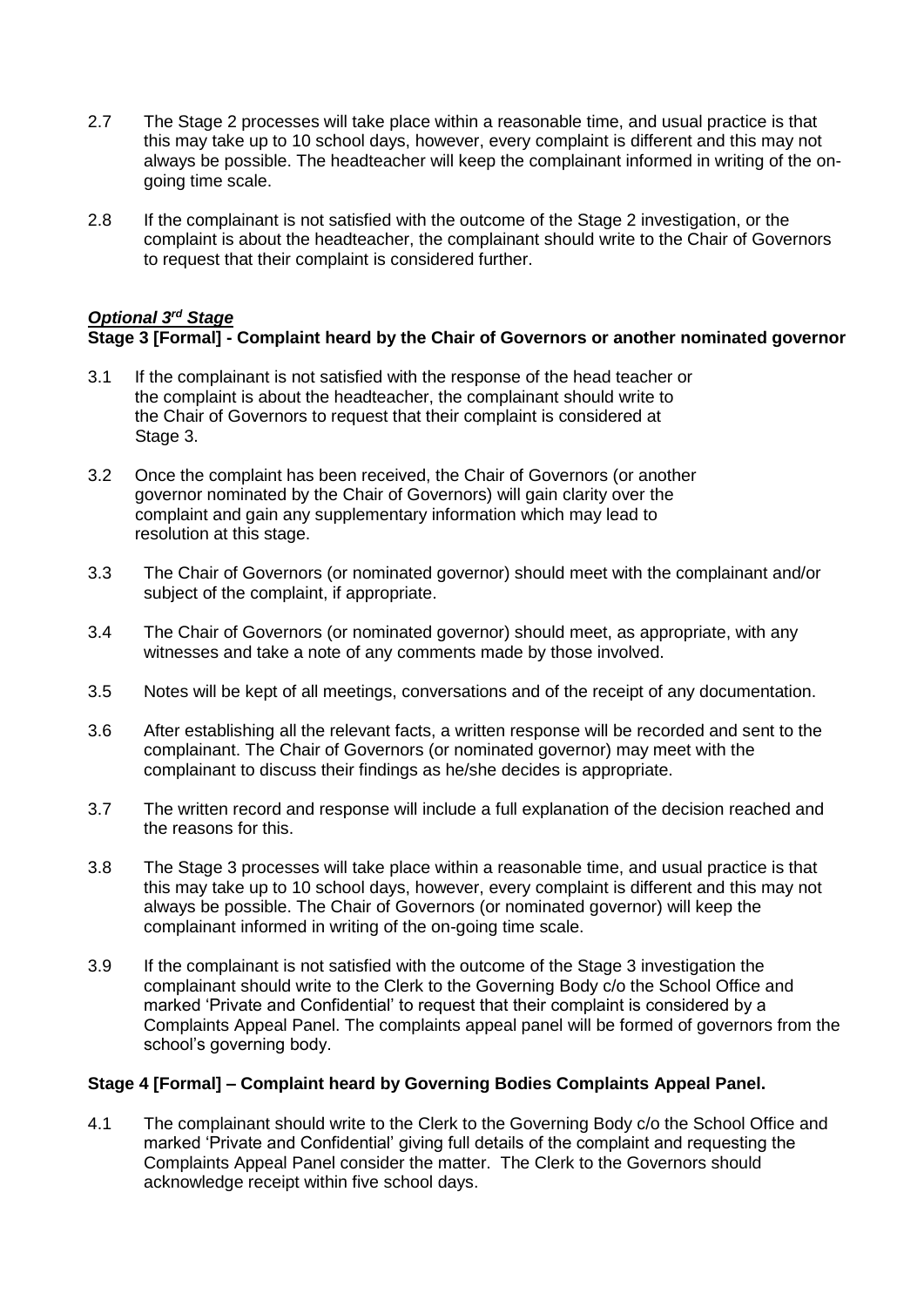2.7 The Stage 2 processes will take place within a reasonable time, and usual practice is that this may take up to 10 school days, however, every complaint is different and this may not always be possible. The headteacher will keep the complainant informed in writing of the on-going time scale.

2.8 If the complainant is not satisfied with the outcome of the Stage 2 investigation, or the complaint is about the headteacher, the complainant should write to the Chair of Governors to request that their complaint is considered further.

***Optional 3rd Stage***

**Stage 3 [Formal] - Complaint heard by the Chair of Governors or another nominated governor**

3.1 If the complainant is not satisfied with the response of the head teacher or the complaint is about the headteacher, the complainant should write to the Chair of Governors to request that their complaint is considered at Stage 3.

3.2 Once the complaint has been received, the Chair of Governors (or another governor nominated by the Chair of Governors) will gain clarity over the complaint and gain any supplementary information which may lead to resolution at this stage.

3.3 The Chair of Governors (or nominated governor) should meet with the complainant and/or subject of the complaint, if appropriate.

3.4 The Chair of Governors (or nominated governor) should meet, as appropriate, with any witnesses and take a note of any comments made by those involved.

3.5 Notes will be kept of all meetings, conversations and of the receipt of any documentation.

3.6 After establishing all the relevant facts, a written response will be recorded and sent to the complainant. The Chair of Governors (or nominated governor) may meet with the complainant to discuss their findings as he/she decides is appropriate.

3.7 The written record and response will include a full explanation of the decision reached and the reasons for this.

3.8 The Stage 3 processes will take place within a reasonable time, and usual practice is that this may take up to 10 school days, however, every complaint is different and this may not always be possible. The Chair of Governors (or nominated governor) will keep the complainant informed in writing of the on-going time scale.

3.9 If the complainant is not satisfied with the outcome of the Stage 3 investigation the complainant should write to the Clerk to the Governing Body c/o the School Office and marked 'Private and Confidential' to request that their complaint is considered by a Complaints Appeal Panel. The complaints appeal panel will be formed of governors from the school's governing body.

**Stage 4 [Formal] – Complaint heard by Governing Bodies Complaints Appeal Panel.**

4.1 The complainant should write to the Clerk to the Governing Body c/o the School Office and marked 'Private and Confidential' giving full details of the complaint and requesting the Complaints Appeal Panel consider the matter. The Clerk to the Governors should acknowledge receipt within five school days.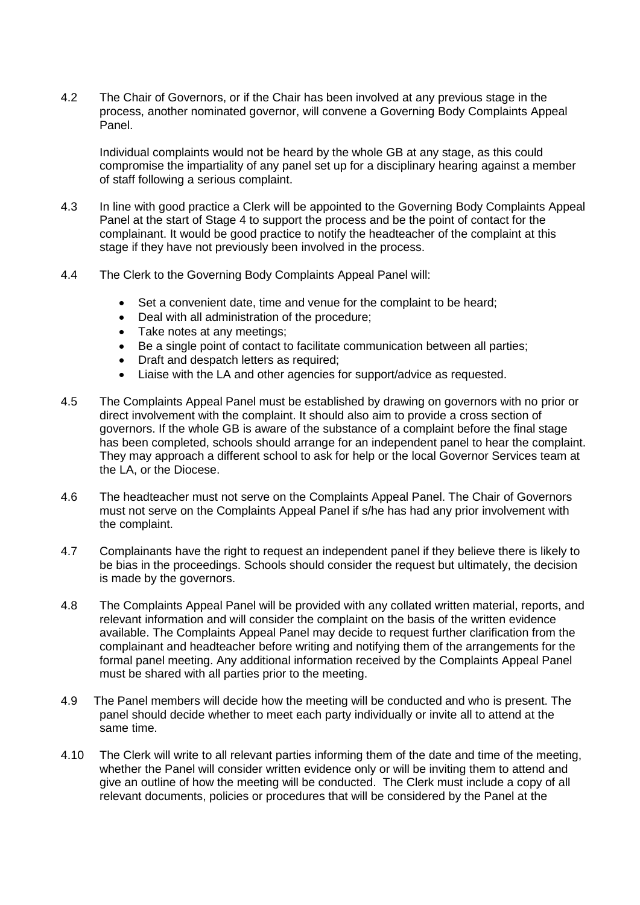4.2 The Chair of Governors, or if the Chair has been involved at any previous stage in the process, another nominated governor, will convene a Governing Body Complaints Appeal Panel.

Individual complaints would not be heard by the whole GB at any stage, as this could compromise the impartiality of any panel set up for a disciplinary hearing against a member of staff following a serious complaint.

4.3 In line with good practice a Clerk will be appointed to the Governing Body Complaints Appeal Panel at the start of Stage 4 to support the process and be the point of contact for the complainant. It would be good practice to notify the headteacher of the complaint at this stage if they have not previously been involved in the process.

4.4 The Clerk to the Governing Body Complaints Appeal Panel will:

- Set a convenient date, time and venue for the complaint to be heard;
- Deal with all administration of the procedure;
- Take notes at any meetings;
- Be a single point of contact to facilitate communication between all parties;
- Draft and despatch letters as required;
- Liaise with the LA and other agencies for support/advice as requested.

4.5 The Complaints Appeal Panel must be established by drawing on governors with no prior or direct involvement with the complaint. It should also aim to provide a cross section of governors. If the whole GB is aware of the substance of a complaint before the final stage has been completed, schools should arrange for an independent panel to hear the complaint. They may approach a different school to ask for help or the local Governor Services team at the LA, or the Diocese.

4.6 The headteacher must not serve on the Complaints Appeal Panel. The Chair of Governors must not serve on the Complaints Appeal Panel if s/he has had any prior involvement with the complaint.

4.7 Complainants have the right to request an independent panel if they believe there is likely to be bias in the proceedings. Schools should consider the request but ultimately, the decision is made by the governors.

4.8 The Complaints Appeal Panel will be provided with any collated written material, reports, and relevant information and will consider the complaint on the basis of the written evidence available. The Complaints Appeal Panel may decide to request further clarification from the complainant and headteacher before writing and notifying them of the arrangements for the formal panel meeting. Any additional information received by the Complaints Appeal Panel must be shared with all parties prior to the meeting.

4.9 The Panel members will decide how the meeting will be conducted and who is present. The panel should decide whether to meet each party individually or invite all to attend at the same time.

4.10 The Clerk will write to all relevant parties informing them of the date and time of the meeting, whether the Panel will consider written evidence only or will be inviting them to attend and give an outline of how the meeting will be conducted. The Clerk must include a copy of all relevant documents, policies or procedures that will be considered by the Panel at the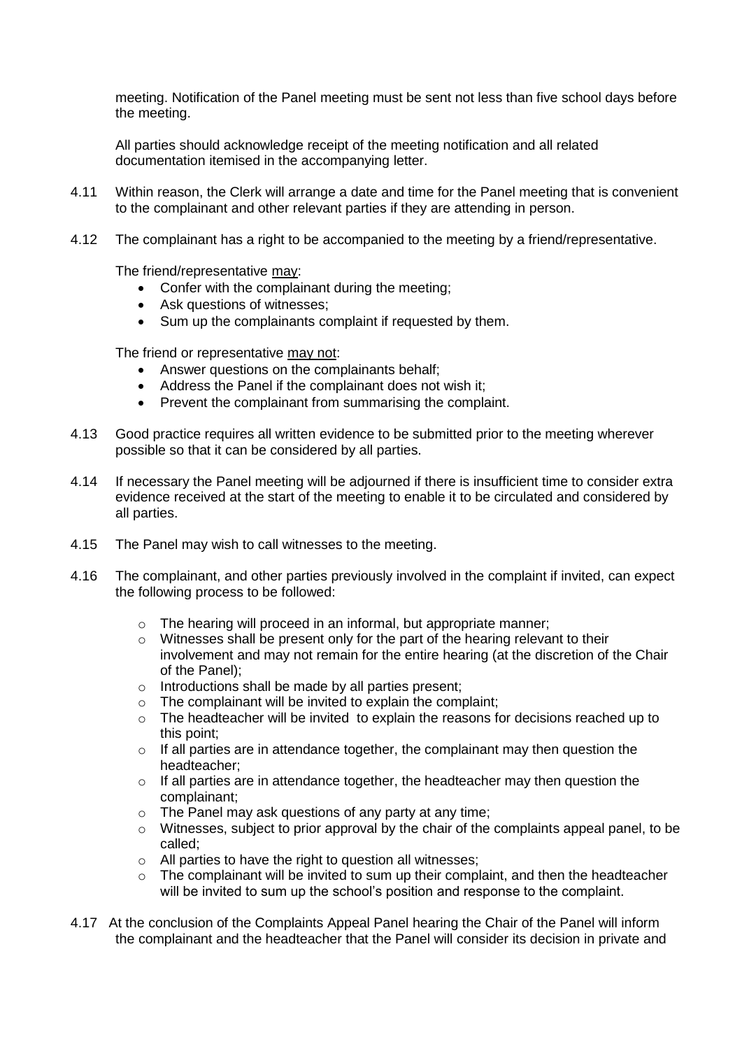meeting. Notification of the Panel meeting must be sent not less than five school days before the meeting.

All parties should acknowledge receipt of the meeting notification and all related documentation itemised in the accompanying letter.

4.11 Within reason, the Clerk will arrange a date and time for the Panel meeting that is convenient to the complainant and other relevant parties if they are attending in person.

4.12 The complainant has a right to be accompanied to the meeting by a friend/representative.

The friend/representative may:

- Confer with the complainant during the meeting;
- Ask questions of witnesses;
- Sum up the complainants complaint if requested by them.

The friend or representative may not:

- Answer questions on the complainants behalf;
- Address the Panel if the complainant does not wish it;
- Prevent the complainant from summarising the complaint.

4.13 Good practice requires all written evidence to be submitted prior to the meeting wherever possible so that it can be considered by all parties.

4.14 If necessary the Panel meeting will be adjourned if there is insufficient time to consider extra evidence received at the start of the meeting to enable it to be circulated and considered by all parties.

4.15 The Panel may wish to call witnesses to the meeting.

4.16 The complainant, and other parties previously involved in the complaint if invited, can expect the following process to be followed:

- The hearing will proceed in an informal, but appropriate manner;
- Witnesses shall be present only for the part of the hearing relevant to their involvement and may not remain for the entire hearing (at the discretion of the Chair of the Panel);
- Introductions shall be made by all parties present;
- The complainant will be invited to explain the complaint;
- The headteacher will be invited to explain the reasons for decisions reached up to this point;
- If all parties are in attendance together, the complainant may then question the headteacher;
- If all parties are in attendance together, the headteacher may then question the complainant;
- The Panel may ask questions of any party at any time;
- Witnesses, subject to prior approval by the chair of the complaints appeal panel, to be called;
- All parties to have the right to question all witnesses;
- The complainant will be invited to sum up their complaint, and then the headteacher will be invited to sum up the school's position and response to the complaint.

4.17 At the conclusion of the Complaints Appeal Panel hearing the Chair of the Panel will inform the complainant and the headteacher that the Panel will consider its decision in private and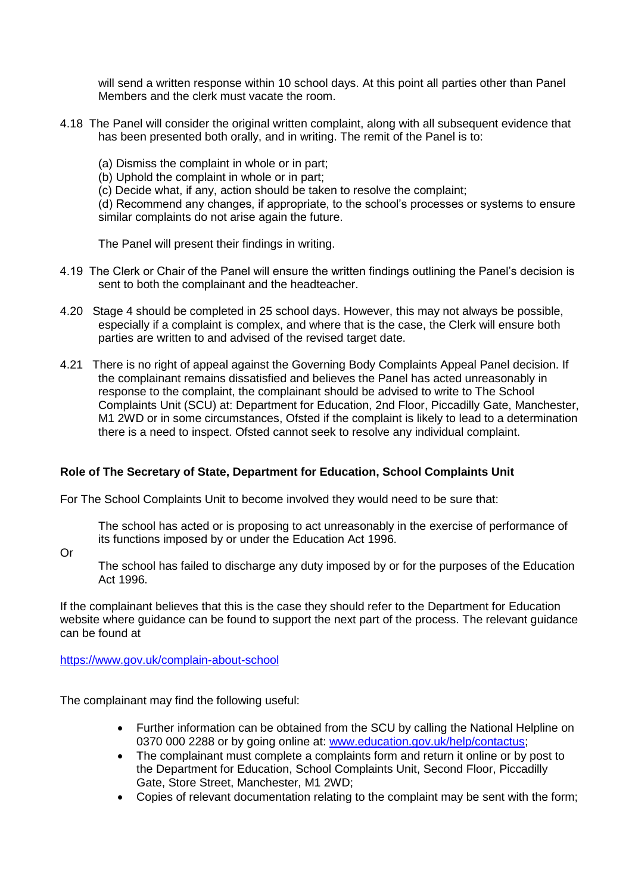will send a written response within 10 school days. At this point all parties other than Panel Members and the clerk must vacate the room.

4.18 The Panel will consider the original written complaint, along with all subsequent evidence that has been presented both orally, and in writing. The remit of the Panel is to:

(a) Dismiss the complaint in whole or in part;
(b) Uphold the complaint in whole or in part;
(c) Decide what, if any, action should be taken to resolve the complaint;
(d) Recommend any changes, if appropriate, to the school's processes or systems to ensure similar complaints do not arise again the future.

The Panel will present their findings in writing.

4.19 The Clerk or Chair of the Panel will ensure the written findings outlining the Panel's decision is sent to both the complainant and the headteacher.

4.20 Stage 4 should be completed in 25 school days. However, this may not always be possible, especially if a complaint is complex, and where that is the case, the Clerk will ensure both parties are written to and advised of the revised target date.

4.21 There is no right of appeal against the Governing Body Complaints Appeal Panel decision. If the complainant remains dissatisfied and believes the Panel has acted unreasonably in response to the complaint, the complainant should be advised to write to The School Complaints Unit (SCU) at: Department for Education, 2nd Floor, Piccadilly Gate, Manchester, M1 2WD or in some circumstances, Ofsted if the complaint is likely to lead to a determination there is a need to inspect. Ofsted cannot seek to resolve any individual complaint.

**Role of The Secretary of State, Department for Education, School Complaints Unit**

For The School Complaints Unit to become involved they would need to be sure that:

The school has acted or is proposing to act unreasonably in the exercise of performance of its functions imposed by or under the Education Act 1996.

Or

The school has failed to discharge any duty imposed by or for the purposes of the Education Act 1996.

If the complainant believes that this is the case they should refer to the Department for Education website where guidance can be found to support the next part of the process. The relevant guidance can be found at

https://www.gov.uk/complain-about-school

The complainant may find the following useful:

- Further information can be obtained from the SCU by calling the National Helpline on 0370 000 2288 or by going online at: www.education.gov.uk/help/contactus;
- The complainant must complete a complaints form and return it online or by post to the Department for Education, School Complaints Unit, Second Floor, Piccadilly Gate, Store Street, Manchester, M1 2WD;
- Copies of relevant documentation relating to the complaint may be sent with the form;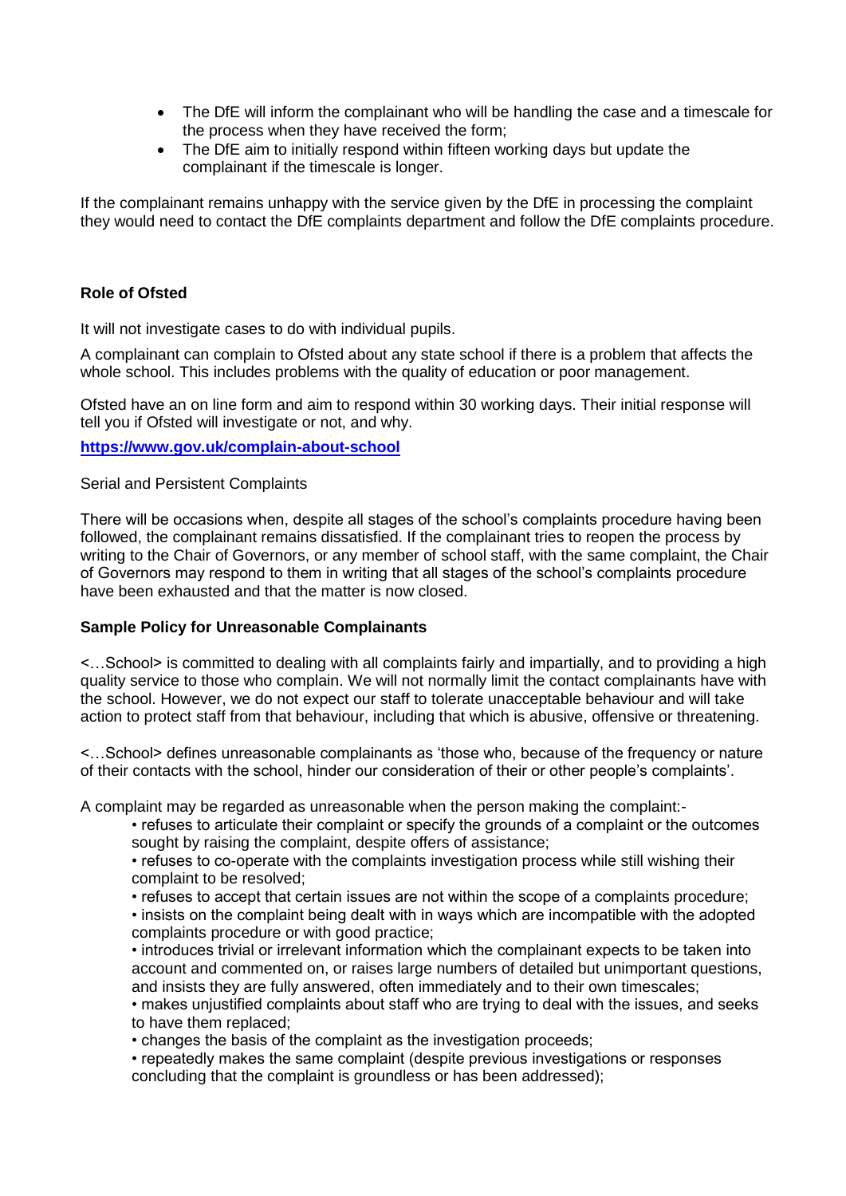- The DfE will inform the complainant who will be handling the case and a timescale for the process when they have received the form;
- The DfE aim to initially respond within fifteen working days but update the complainant if the timescale is longer.

If the complainant remains unhappy with the service given by the DfE in processing the complaint they would need to contact the DfE complaints department and follow the DfE complaints procedure.

**Role of Ofsted**

It will not investigate cases to do with individual pupils.

A complainant can complain to Ofsted about any state school if there is a problem that affects the whole school. This includes problems with the quality of education or poor management.

Ofsted have an on line form and aim to respond within 30 working days. Their initial response will tell you if Ofsted will investigate or not, and why.

**https://www.gov.uk/complain-about-school**

Serial and Persistent Complaints

There will be occasions when, despite all stages of the school's complaints procedure having been followed, the complainant remains dissatisfied. If the complainant tries to reopen the process by writing to the Chair of Governors, or any member of school staff, with the same complaint, the Chair of Governors may respond to them in writing that all stages of the school's complaints procedure have been exhausted and that the matter is now closed.

**Sample Policy for Unreasonable Complainants**

<…School> is committed to dealing with all complaints fairly and impartially, and to providing a high quality service to those who complain. We will not normally limit the contact complainants have with the school. However, we do not expect our staff to tolerate unacceptable behaviour and will take action to protect staff from that behaviour, including that which is abusive, offensive or threatening.

<…School> defines unreasonable complainants as 'those who, because of the frequency or nature of their contacts with the school, hinder our consideration of their or other people's complaints'.

A complaint may be regarded as unreasonable when the person making the complaint:-

- refuses to articulate their complaint or specify the grounds of a complaint or the outcomes sought by raising the complaint, despite offers of assistance;
- refuses to co-operate with the complaints investigation process while still wishing their complaint to be resolved;
- refuses to accept that certain issues are not within the scope of a complaints procedure;
- insists on the complaint being dealt with in ways which are incompatible with the adopted complaints procedure or with good practice;
- introduces trivial or irrelevant information which the complainant expects to be taken into account and commented on, or raises large numbers of detailed but unimportant questions, and insists they are fully answered, often immediately and to their own timescales;
- makes unjustified complaints about staff who are trying to deal with the issues, and seeks to have them replaced;
- changes the basis of the complaint as the investigation proceeds;
- repeatedly makes the same complaint (despite previous investigations or responses concluding that the complaint is groundless or has been addressed);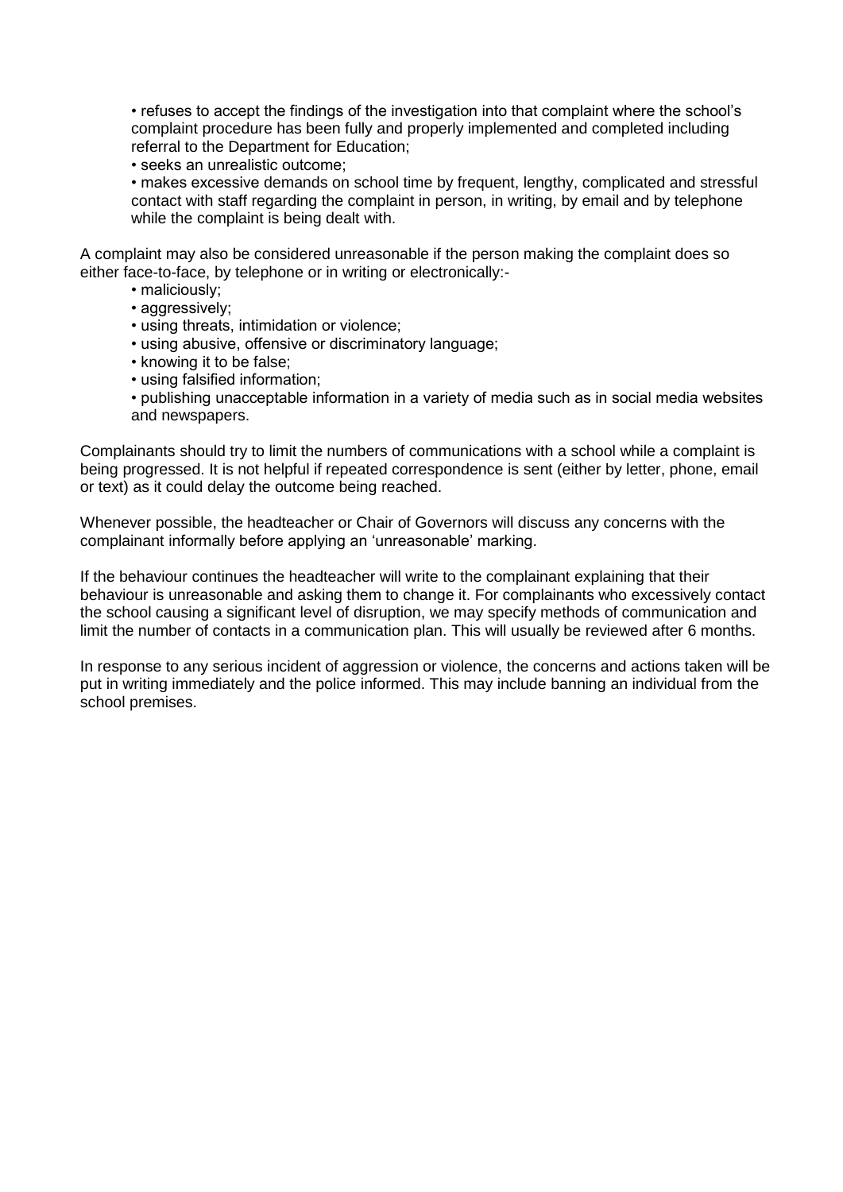- refuses to accept the findings of the investigation into that complaint where the school's complaint procedure has been fully and properly implemented and completed including referral to the Department for Education;
- seeks an unrealistic outcome;
- makes excessive demands on school time by frequent, lengthy, complicated and stressful contact with staff regarding the complaint in person, in writing, by email and by telephone while the complaint is being dealt with.

A complaint may also be considered unreasonable if the person making the complaint does so either face-to-face, by telephone or in writing or electronically:-

- maliciously;
- aggressively;
- using threats, intimidation or violence;
- using abusive, offensive or discriminatory language;
- knowing it to be false;
- using falsified information;
- publishing unacceptable information in a variety of media such as in social media websites and newspapers.

Complainants should try to limit the numbers of communications with a school while a complaint is being progressed. It is not helpful if repeated correspondence is sent (either by letter, phone, email or text) as it could delay the outcome being reached.

Whenever possible, the headteacher or Chair of Governors will discuss any concerns with the complainant informally before applying an 'unreasonable' marking.

If the behaviour continues the headteacher will write to the complainant explaining that their behaviour is unreasonable and asking them to change it. For complainants who excessively contact the school causing a significant level of disruption, we may specify methods of communication and limit the number of contacts in a communication plan. This will usually be reviewed after 6 months.

In response to any serious incident of aggression or violence, the concerns and actions taken will be put in writing immediately and the police informed. This may include banning an individual from the school premises.